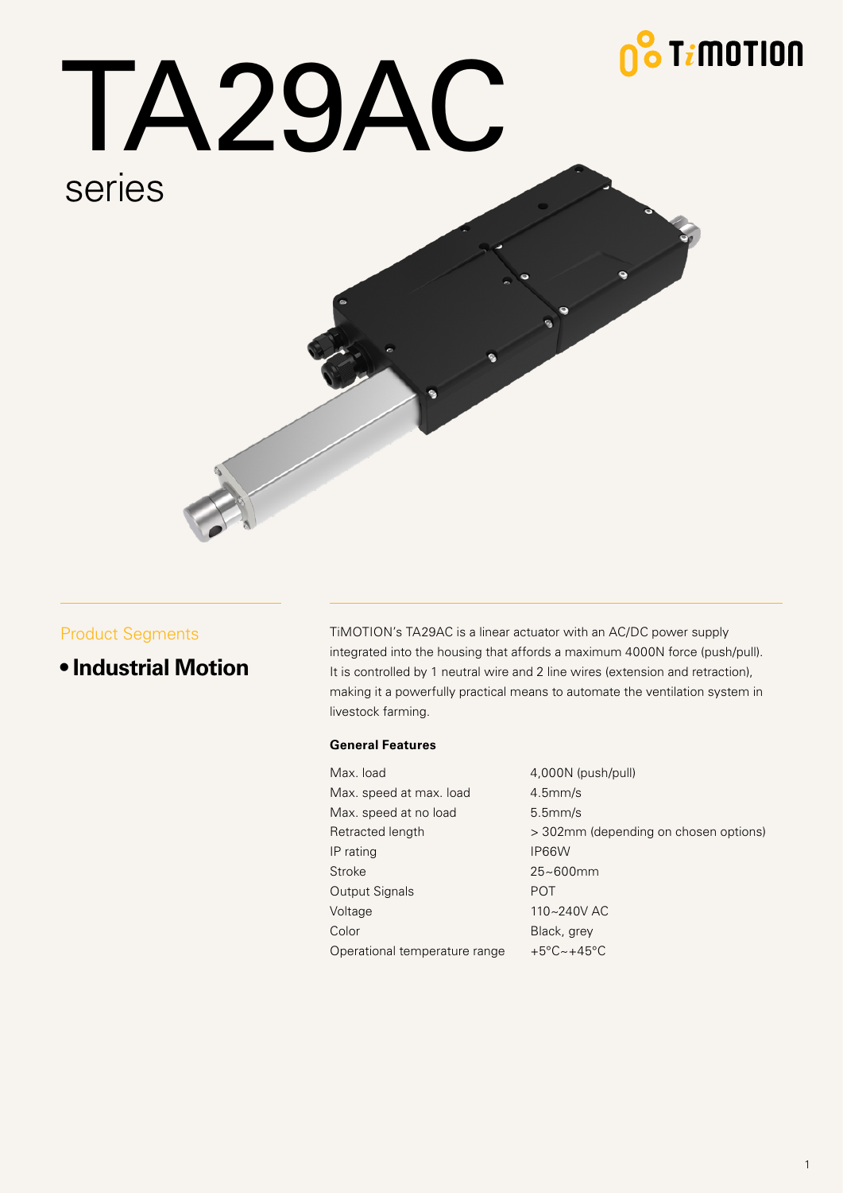# TA29AC

series

Product Segments

- **Industrial Motion**

TiMOTION's TA29AC is a linear actuator with an AC/DC power supply integrated into the housing that affords a maximum 4000N force (push/pull). It is controlled by 1 neutral wire and 2 line wires (extension and retraction), making it a powerfully practical means to automate the ventilation system in livestock farming.

### General Features

| | |
|---|---|
| Max. load | 4,000N (push/pull) |
| Max. speed at max. load | 4.5mm/s |
| Max. speed at no load | 5.5mm/s |
| Retracted length | > 302mm (depending on chosen options) |
| IP rating | IP66W |
| Stroke | 25~600mm |
| Output Signals | POT |
| Voltage | 110~240V AC |
| Color | Black, grey |
| Operational temperature range | +5°C~+45°C |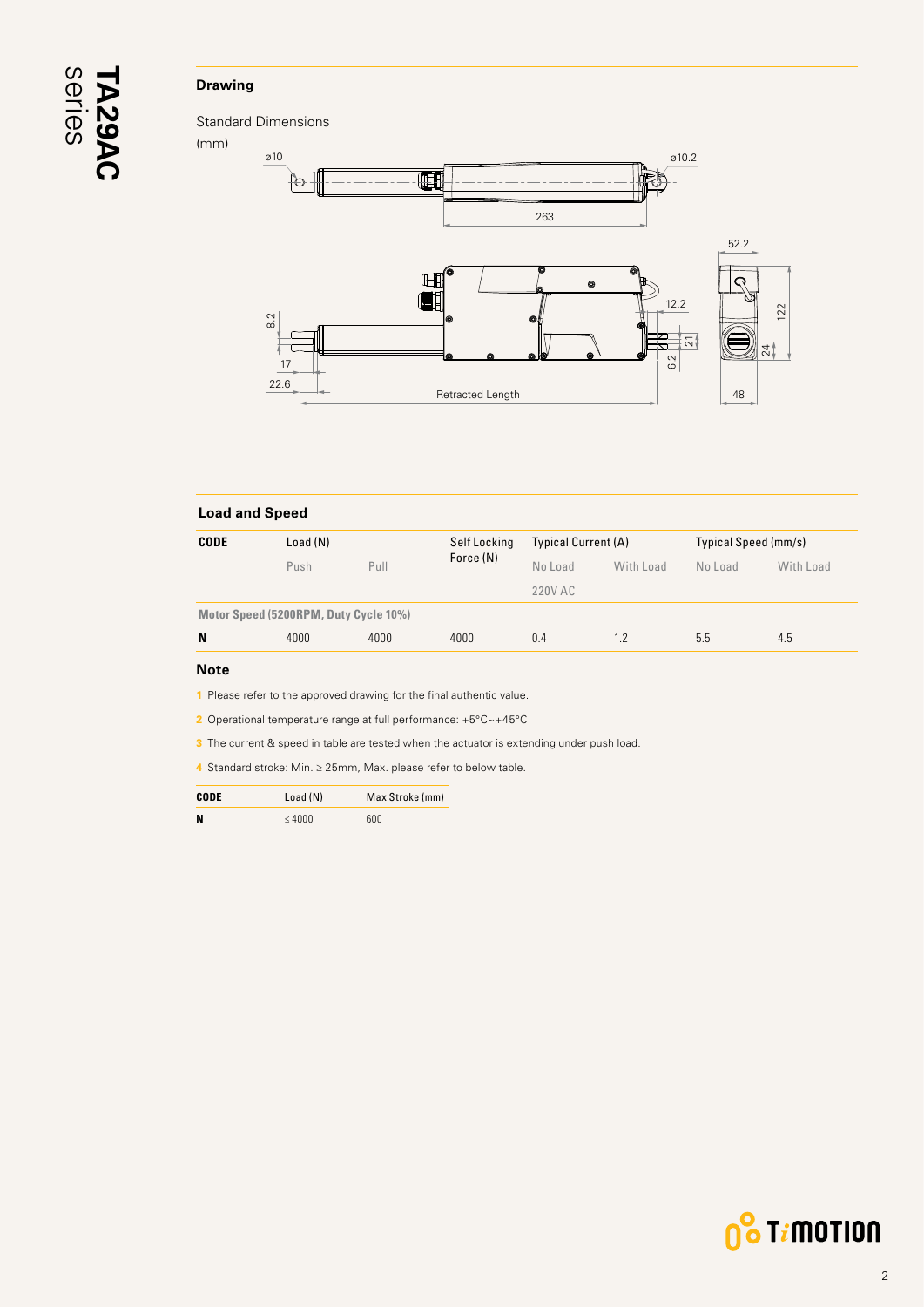## Drawing

Standard Dimensions

(mm)

ø10 ø10.2 263 52.2 12.2 122 8.2 21 24 6.2 17 22.6 Retracted Length 48

## Load and Speed

| CODE | Load (N) | | Self Locking Force (N) | Typical Current (A) | | Typical Speed (mm/s) | |
|---|---|---|---|---|---|---|---|
| | Push | Pull | | No Load | With Load | No Load | With Load |
| | | | | 220V AC | | | |
| **Motor Speed (5200RPM, Duty Cycle 10%)** | | | | | | | |
| **N** | 4000 | 4000 | 4000 | 0.4 | 1.2 | 5.5 | 4.5 |

## Note

1 Please refer to the approved drawing for the final authentic value.

2 Operational temperature range at full performance: +5°C~+45°C

3 The current & speed in table are tested when the actuator is extending under push load.

4 Standard stroke: Min. ≥ 25mm, Max. please refer to below table.

| CODE | Load (N) | Max Stroke (mm) |
|---|---|---|
| **N** | ≤ 4000 | 600 |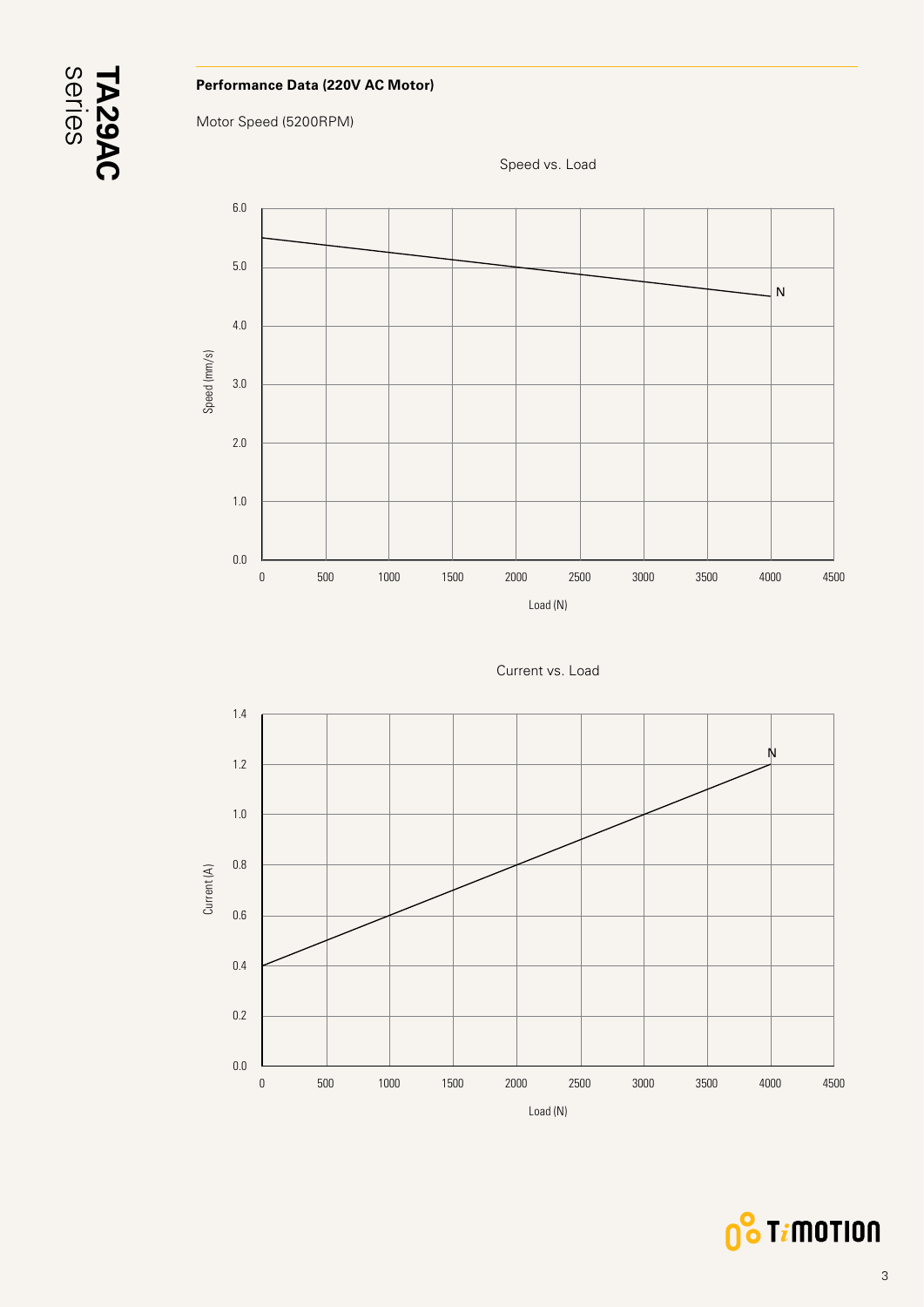**Performance Data (220V AC Motor)**

Motor Speed (5200RPM)

Speed vs. Load

Speed (mm/s)

6.0
5.0
4.0
3.0
2.0
1.0
0.0

0 500 1000 1500 2000 2500 3000 3500 4000 4500

Load (N)

N

Current vs. Load

Current (A)

1.4
1.2
1.0
0.8
0.6
0.4
0.2
0.0

0 500 1000 1500 2000 2500 3000 3500 4000 4500

Load (N)

N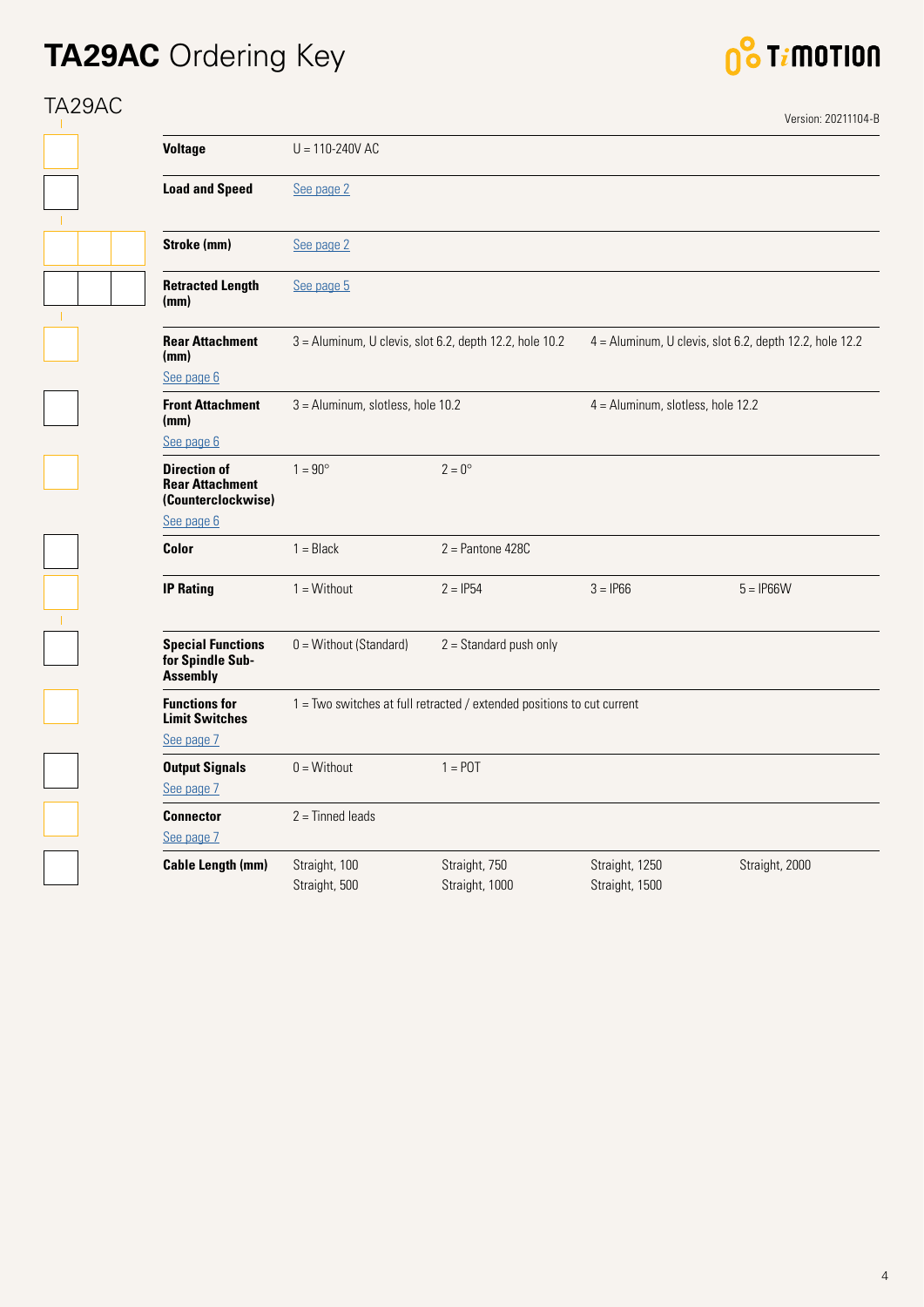# **TA29AC** Ordering Key

TA29AC

Version: 20211104-B

| | | | | |
|---|---|---|---|---|
| **Voltage** | U = 110-240V AC | | | |
| **Load and Speed** | See page 2 | | | |
| **Stroke (mm)** | See page 2 | | | |
| **Retracted Length (mm)** | See page 5 | | | |
| **Rear Attachment (mm)** See page 6 | 3 = Aluminum, U clevis, slot 6.2, depth 12.2, hole 10.2 | | 4 = Aluminum, U clevis, slot 6.2, depth 12.2, hole 12.2 | |
| **Front Attachment (mm)** See page 6 | 3 = Aluminum, slotless, hole 10.2 | | 4 = Aluminum, slotless, hole 12.2 | |
| **Direction of Rear Attachment (Counterclockwise)** See page 6 | 1 = 90° | 2 = 0° | | |
| **Color** | 1 = Black | 2 = Pantone 428C | | |
| **IP Rating** | 1 = Without | 2 = IP54 | 3 = IP66 | 5 = IP66W |
| **Special Functions for Spindle Sub-Assembly** | 0 = Without (Standard) | 2 = Standard push only | | |
| **Functions for Limit Switches** See page 7 | 1 = Two switches at full retracted / extended positions to cut current | | | |
| **Output Signals** See page 7 | 0 = Without | 1 = POT | | |
| **Connector** See page 7 | 2 = Tinned leads | | | |
| **Cable Length (mm)** | Straight, 100<br>Straight, 500 | Straight, 750<br>Straight, 1000 | Straight, 1250<br>Straight, 1500 | Straight, 2000 |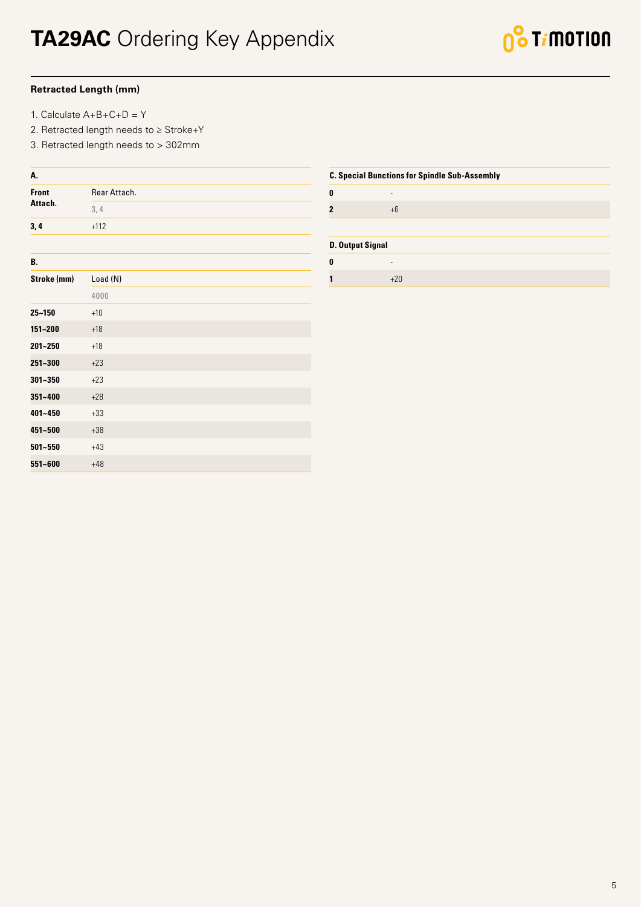# TA29AC Ordering Key Appendix

**Retracted Length (mm)**

1. Calculate A+B+C+D = Y
2. Retracted length needs to ≥ Stroke+Y
3. Retracted length needs to > 302mm

| A. | |
|---|---|
| **Front Attach.** | Rear Attach. |
| | 3, 4 |
| **3, 4** | +112 |

| B. | |
|---|---|
| **Stroke (mm)** | Load (N) |
| | 4000 |
| **25~150** | +10 |
| **151~200** | +18 |
| **201~250** | +18 |
| **251~300** | +23 |
| **301~350** | +23 |
| **351~400** | +28 |
| **401~450** | +33 |
| **451~500** | +38 |
| **501~550** | +43 |
| **551~600** | +48 |

| C. Special Bunctions for Spindle Sub-Assembly | |
|---|---|
| **0** | - |
| **2** | +6 |

| D. Output Signal | |
|---|---|
| **0** | - |
| **1** | +20 |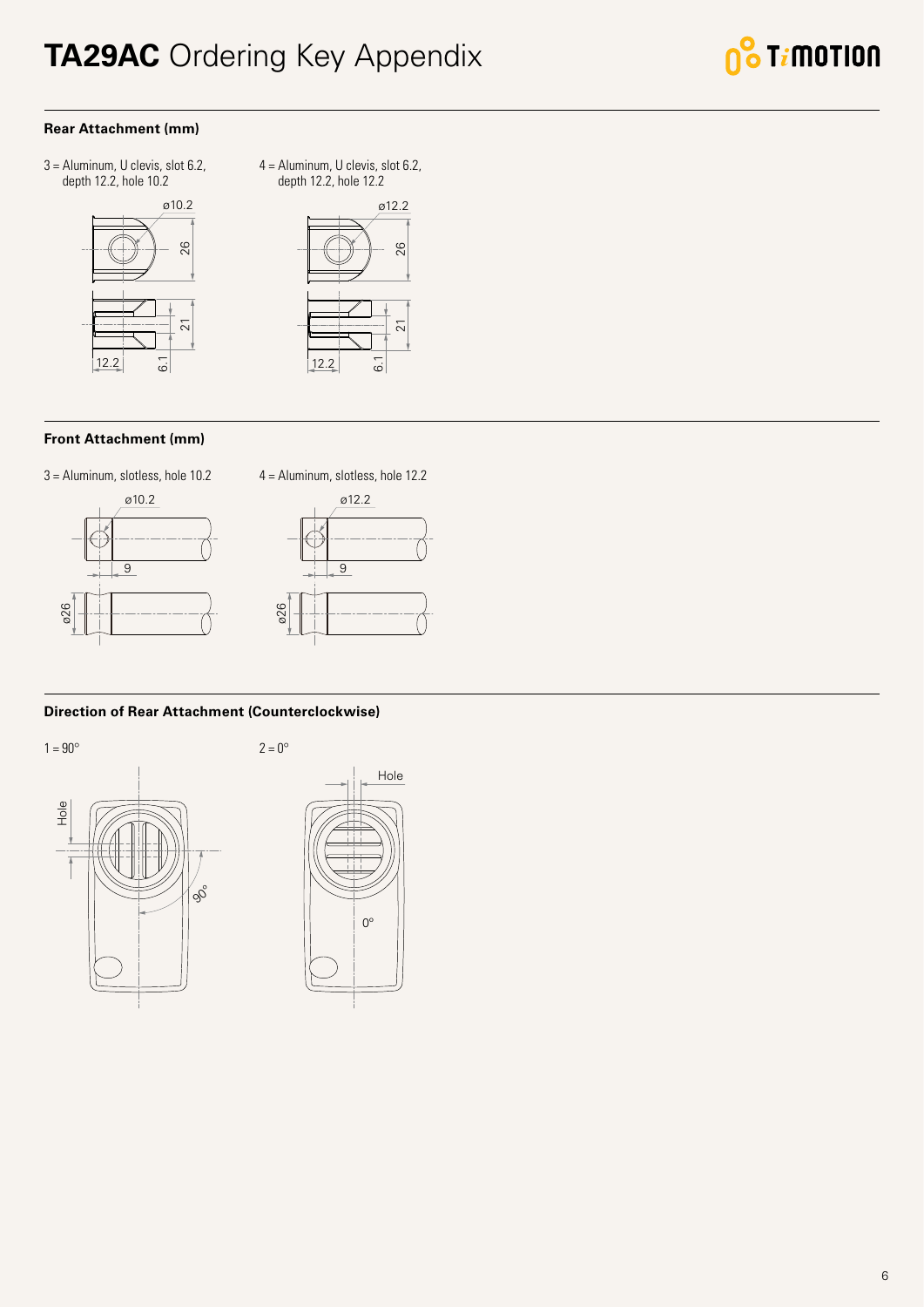# **TA29AC** Ordering Key Appendix

## Rear Attachment (mm)

3 = Aluminum, U clevis, slot 6.2, depth 12.2, hole 10.2

ø10.2
26
21
12.2
6.1

4 = Aluminum, U clevis, slot 6.2, depth 12.2, hole 12.2

ø12.2
26
21
12.2
6.1

## Front Attachment (mm)

3 = Aluminum, slotless, hole 10.2

ø10.2
9
ø26

4 = Aluminum, slotless, hole 12.2

ø12.2
9
ø26

## Direction of Rear Attachment (Counterclockwise)

1 = 90°

Hole
90°

2 = 0°

Hole
0°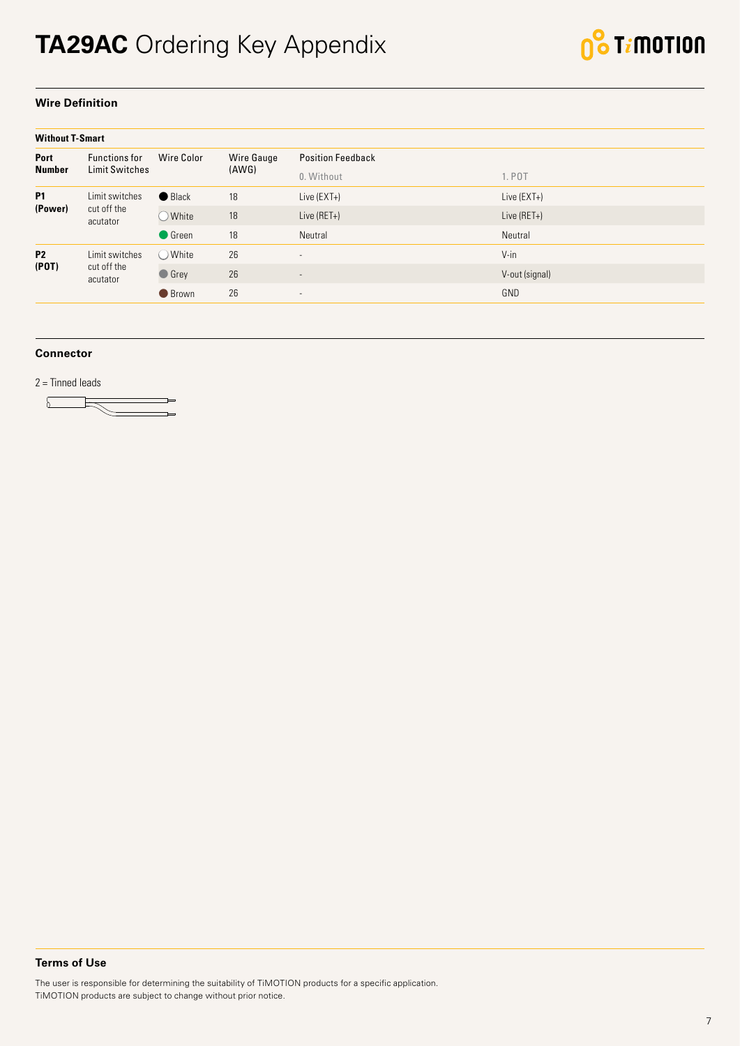# TA29AC Ordering Key Appendix

## Wire Definition

**Without T-Smart**

| Port Number | Functions for Limit Switches | Wire Color | Wire Gauge (AWG) | Position Feedback | |
|---|---|---|---|---|---|
| | | | | 0. Without | 1. POT |
| **P1 (Power)** | Limit switches cut off the acutator | Black | 18 | Live (EXT+) | Live (EXT+) |
| | | White | 18 | Live (RET+) | Live (RET+) |
| | | Green | 18 | Neutral | Neutral |
| **P2 (POT)** | Limit switches cut off the acutator | White | 26 | - | V-in |
| | | Grey | 26 | - | V-out (signal) |
| | | Brown | 26 | - | GND |

## Connector

2 = Tinned leads

## Terms of Use

The user is responsible for determining the suitability of TiMOTION products for a specific application.
TiMOTION products are subject to change without prior notice.